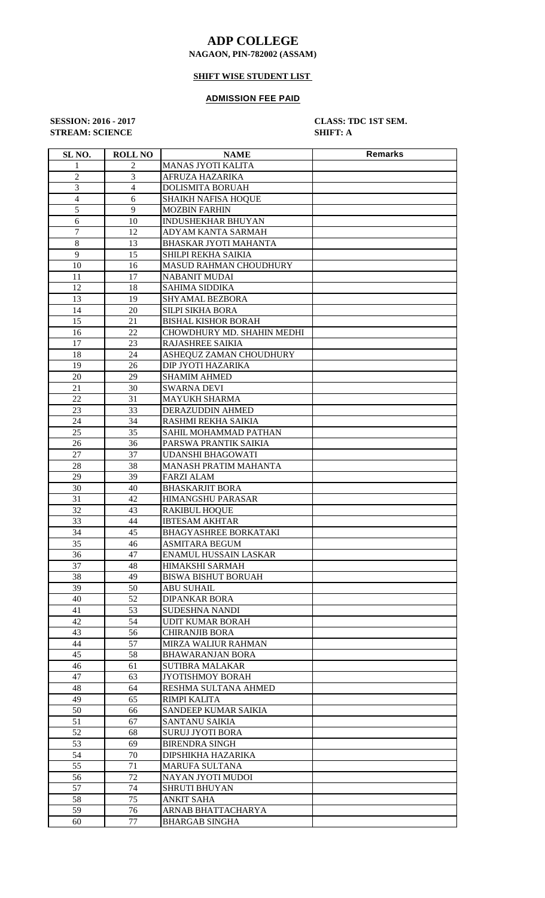# ADP COLLEGE

**NAGAON, PIN-782002 (ASSAM)**

**SHIFT WISE STUDENT LIST**

**ADMISSION FEE PAID**

**SESSION: 2016 - 2017** **CLASS: TDC 1ST SEM.**
**STREAM: SCIENCE** **SHIFT: A**

| SL NO. | ROLL NO | NAME | Remarks |
|---|---|---|---|
| 1 | 2 | MANAS JYOTI KALITA | |
| 2 | 3 | AFRUZA HAZARIKA | |
| 3 | 4 | DOLISMITA BORUAH | |
| 4 | 6 | SHAIKH NAFISA HOQUE | |
| 5 | 9 | MOZBIN FARHIN | |
| 6 | 10 | INDUSHEKHAR BHUYAN | |
| 7 | 12 | ADYAM KANTA SARMAH | |
| 8 | 13 | BHASKAR JYOTI MAHANTA | |
| 9 | 15 | SHILPI REKHA SAIKIA | |
| 10 | 16 | MASUD RAHMAN CHOUDHURY | |
| 11 | 17 | NABANIT MUDAI | |
| 12 | 18 | SAHIMA SIDDIKA | |
| 13 | 19 | SHYAMAL BEZBORA | |
| 14 | 20 | SILPI SIKHA BORA | |
| 15 | 21 | BISHAL KISHOR BORAH | |
| 16 | 22 | CHOWDHURY MD. SHAHIN MEDHI | |
| 17 | 23 | RAJASHREE SAIKIA | |
| 18 | 24 | ASHEQUZ ZAMAN CHOUDHURY | |
| 19 | 26 | DIP JYOTI HAZARIKA | |
| 20 | 29 | SHAMIM AHMED | |
| 21 | 30 | SWARNA DEVI | |
| 22 | 31 | MAYUKH SHARMA | |
| 23 | 33 | DERAZUDDIN AHMED | |
| 24 | 34 | RASHMI REKHA SAIKIA | |
| 25 | 35 | SAHIL MOHAMMAD PATHAN | |
| 26 | 36 | PARSWA PRANTIK SAIKIA | |
| 27 | 37 | UDANSHI BHAGOWATI | |
| 28 | 38 | MANASH PRATIM MAHANTA | |
| 29 | 39 | FARZI ALAM | |
| 30 | 40 | BHASKARJIT BORA | |
| 31 | 42 | HIMANGSHU PARASAR | |
| 32 | 43 | RAKIBUL HOQUE | |
| 33 | 44 | IBTESAM AKHTAR | |
| 34 | 45 | BHAGYASHREE BORKATAKI | |
| 35 | 46 | ASMITARA BEGUM | |
| 36 | 47 | ENAMUL HUSSAIN LASKAR | |
| 37 | 48 | HIMAKSHI SARMAH | |
| 38 | 49 | BISWA BISHUT BORUAH | |
| 39 | 50 | ABU SUHAIL | |
| 40 | 52 | DIPANKAR BORA | |
| 41 | 53 | SUDESHNA NANDI | |
| 42 | 54 | UDIT KUMAR BORAH | |
| 43 | 56 | CHIRANJIB BORA | |
| 44 | 57 | MIRZA WALIUR RAHMAN | |
| 45 | 58 | BHAWARANJAN BORA | |
| 46 | 61 | SUTIBRA MALAKAR | |
| 47 | 63 | JYOTISHMOY BORAH | |
| 48 | 64 | RESHMA SULTANA AHMED | |
| 49 | 65 | RIMPI KALITA | |
| 50 | 66 | SANDEEP KUMAR SAIKIA | |
| 51 | 67 | SANTANU SAIKIA | |
| 52 | 68 | SURUJ JYOTI BORA | |
| 53 | 69 | BIRENDRA SINGH | |
| 54 | 70 | DIPSHIKHA HAZARIKA | |
| 55 | 71 | MARUFA SULTANA | |
| 56 | 72 | NAYAN JYOTI MUDOI | |
| 57 | 74 | SHRUTI BHUYAN | |
| 58 | 75 | ANKIT SAHA | |
| 59 | 76 | ARNAB BHATTACHARYA | |
| 60 | 77 | BHARGAB SINGHA | |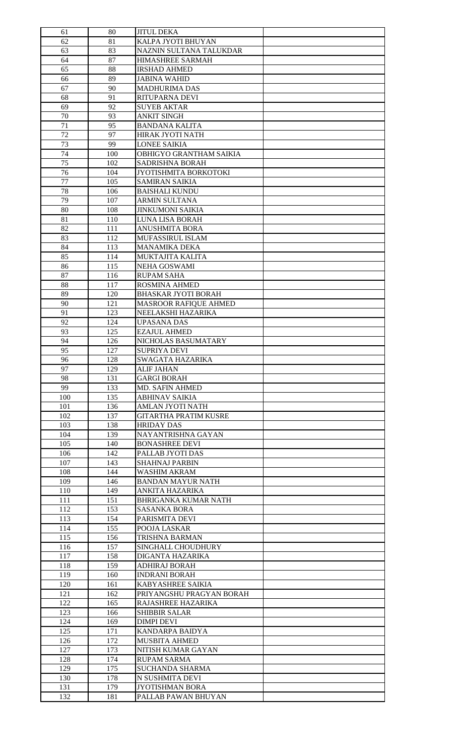| 61 | 80 | JITUL DEKA | |
|---|---|---|---|
| 62 | 81 | KALPA JYOTI BHUYAN | |
| 63 | 83 | NAZNIN SULTANA TALUKDAR | |
| 64 | 87 | HIMASHREE SARMAH | |
| 65 | 88 | IRSHAD AHMED | |
| 66 | 89 | JABINA WAHID | |
| 67 | 90 | MADHURIMA DAS | |
| 68 | 91 | RITUPARNA DEVI | |
| 69 | 92 | SUYEB AKTAR | |
| 70 | 93 | ANKIT SINGH | |
| 71 | 95 | BANDANA KALITA | |
| 72 | 97 | HIRAK JYOTI NATH | |
| 73 | 99 | LONEE SAIKIA | |
| 74 | 100 | OBHIGYO GRANTHAM SAIKIA | |
| 75 | 102 | SADRISHNA BORAH | |
| 76 | 104 | JYOTISHMITA BORKOTOKI | |
| 77 | 105 | SAMIRAN SAIKIA | |
| 78 | 106 | BAISHALI KUNDU | |
| 79 | 107 | ARMIN SULTANA | |
| 80 | 108 | JINKUMONI SAIKIA | |
| 81 | 110 | LUNA LISA BORAH | |
| 82 | 111 | ANUSHMITA BORA | |
| 83 | 112 | MUFASSIRUL ISLAM | |
| 84 | 113 | MANAMIKA DEKA | |
| 85 | 114 | MUKTAJITA KALITA | |
| 86 | 115 | NEHA GOSWAMI | |
| 87 | 116 | RUPAM SAHA | |
| 88 | 117 | ROSMINA AHMED | |
| 89 | 120 | BHASKAR JYOTI BORAH | |
| 90 | 121 | MASROOR RAFIQUE AHMED | |
| 91 | 123 | NEELAKSHI HAZARIKA | |
| 92 | 124 | UPASANA DAS | |
| 93 | 125 | EZAJUL AHMED | |
| 94 | 126 | NICHOLAS BASUMATARY | |
| 95 | 127 | SUPRIYA DEVI | |
| 96 | 128 | SWAGATA HAZARIKA | |
| 97 | 129 | ALIF JAHAN | |
| 98 | 131 | GARGI BORAH | |
| 99 | 133 | MD. SAFIN AHMED | |
| 100 | 135 | ABHINAV SAIKIA | |
| 101 | 136 | AMLAN JYOTI NATH | |
| 102 | 137 | GITARTHA PRATIM KUSRE | |
| 103 | 138 | HRIDAY DAS | |
| 104 | 139 | NAYANTRISHNA GAYAN | |
| 105 | 140 | BONASHREE DEVI | |
| 106 | 142 | PALLAB JYOTI DAS | |
| 107 | 143 | SHAHNAJ PARBIN | |
| 108 | 144 | WASHIM AKRAM | |
| 109 | 146 | BANDAN MAYUR NATH | |
| 110 | 149 | ANKITA HAZARIKA | |
| 111 | 151 | BHRIGANKA KUMAR NATH | |
| 112 | 153 | SASANKA BORA | |
| 113 | 154 | PARISMITA DEVI | |
| 114 | 155 | POOJA LASKAR | |
| 115 | 156 | TRISHNA BARMAN | |
| 116 | 157 | SINGHALL CHOUDHURY | |
| 117 | 158 | DIGANTA HAZARIKA | |
| 118 | 159 | ADHIRAJ BORAH | |
| 119 | 160 | INDRANI BORAH | |
| 120 | 161 | KABYASHREE SAIKIA | |
| 121 | 162 | PRIYANGSHU PRAGYAN BORAH | |
| 122 | 165 | RAJASHREE HAZARIKA | |
| 123 | 166 | SHIBBIR SALAR | |
| 124 | 169 | DIMPI DEVI | |
| 125 | 171 | KANDARPA BAIDYA | |
| 126 | 172 | MUSBITA AHMED | |
| 127 | 173 | NITISH KUMAR GAYAN | |
| 128 | 174 | RUPAM SARMA | |
| 129 | 175 | SUCHANDA SHARMA | |
| 130 | 178 | N SUSHMITA DEVI | |
| 131 | 179 | JYOTISHMAN BORA | |
| 132 | 181 | PALLAB PAWAN BHUYAN | |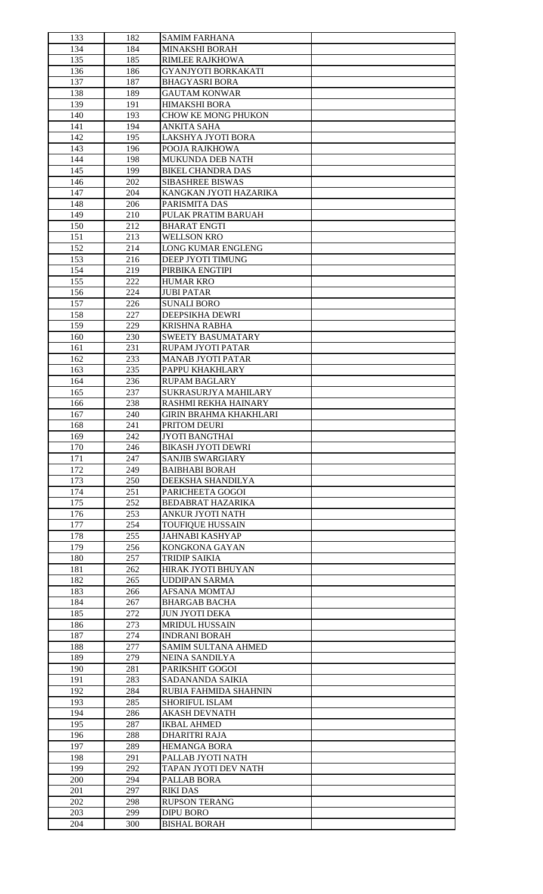| 133 | 182 | SAMIM FARHANA | |
|---|---|---|---|
| 134 | 184 | MINAKSHI BORAH | |
| 135 | 185 | RIMLEE RAJKHOWA | |
| 136 | 186 | GYANJYOTI BORKAKATI | |
| 137 | 187 | BHAGYASRI BORA | |
| 138 | 189 | GAUTAM KONWAR | |
| 139 | 191 | HIMAKSHI BORA | |
| 140 | 193 | CHOW KE MONG PHUKON | |
| 141 | 194 | ANKITA SAHA | |
| 142 | 195 | LAKSHYA JYOTI BORA | |
| 143 | 196 | POOJA RAJKHOWA | |
| 144 | 198 | MUKUNDA DEB NATH | |
| 145 | 199 | BIKEL CHANDRA DAS | |
| 146 | 202 | SIBASHREE BISWAS | |
| 147 | 204 | KANGKAN JYOTI HAZARIKA | |
| 148 | 206 | PARISMITA DAS | |
| 149 | 210 | PULAK PRATIM BARUAH | |
| 150 | 212 | BHARAT ENGTI | |
| 151 | 213 | WELLSON KRO | |
| 152 | 214 | LONG KUMAR ENGLENG | |
| 153 | 216 | DEEP JYOTI TIMUNG | |
| 154 | 219 | PIRBIKA ENGTIPI | |
| 155 | 222 | HUMAR KRO | |
| 156 | 224 | JUBI PATAR | |
| 157 | 226 | SUNALI BORO | |
| 158 | 227 | DEEPSIKHA DEWRI | |
| 159 | 229 | KRISHNA RABHA | |
| 160 | 230 | SWEETY BASUMATARY | |
| 161 | 231 | RUPAM JYOTI PATAR | |
| 162 | 233 | MANAB JYOTI PATAR | |
| 163 | 235 | PAPPU KHAKHLARY | |
| 164 | 236 | RUPAM BAGLARY | |
| 165 | 237 | SUKRASURJYA MAHILARY | |
| 166 | 238 | RASHMI REKHA HAINARY | |
| 167 | 240 | GIRIN BRAHMA KHAKHLARI | |
| 168 | 241 | PRITOM DEURI | |
| 169 | 242 | JYOTI BANGTHAI | |
| 170 | 246 | BIKASH JYOTI DEWRI | |
| 171 | 247 | SANJIB SWARGIARY | |
| 172 | 249 | BAIBHABI BORAH | |
| 173 | 250 | DEEKSHA SHANDILYA | |
| 174 | 251 | PARICHEETA GOGOI | |
| 175 | 252 | BEDABRAT HAZARIKA | |
| 176 | 253 | ANKUR JYOTI NATH | |
| 177 | 254 | TOUFIQUE HUSSAIN | |
| 178 | 255 | JAHNABI KASHYAP | |
| 179 | 256 | KONGKONA GAYAN | |
| 180 | 257 | TRIDIP SAIKIA | |
| 181 | 262 | HIRAK JYOTI BHUYAN | |
| 182 | 265 | UDDIPAN SARMA | |
| 183 | 266 | AFSANA MOMTAJ | |
| 184 | 267 | BHARGAB BACHA | |
| 185 | 272 | JUN JYOTI DEKA | |
| 186 | 273 | MRIDUL HUSSAIN | |
| 187 | 274 | INDRANI BORAH | |
| 188 | 277 | SAMIM SULTANA AHMED | |
| 189 | 279 | NEINA SANDILYA | |
| 190 | 281 | PARIKSHIT GOGOI | |
| 191 | 283 | SADANANDA SAIKIA | |
| 192 | 284 | RUBIA FAHMIDA SHAHNIN | |
| 193 | 285 | SHORIFUL ISLAM | |
| 194 | 286 | AKASH DEVNATH | |
| 195 | 287 | IKBAL AHMED | |
| 196 | 288 | DHARITRI RAJA | |
| 197 | 289 | HEMANGA BORA | |
| 198 | 291 | PALLAB JYOTI NATH | |
| 199 | 292 | TAPAN JYOTI DEV NATH | |
| 200 | 294 | PALLAB BORA | |
| 201 | 297 | RIKI DAS | |
| 202 | 298 | RUPSON TERANG | |
| 203 | 299 | DIPU BORO | |
| 204 | 300 | BISHAL BORAH | |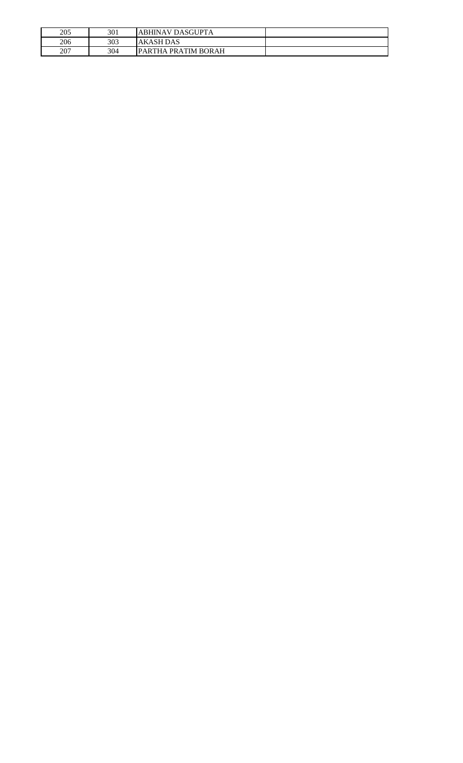| 205 | 301 | ABHINAV DASGUPTA | |
|---|---|---|---|
| 206 | 303 | AKASH DAS | |
| 207 | 304 | PARTHA PRATIM BORAH | |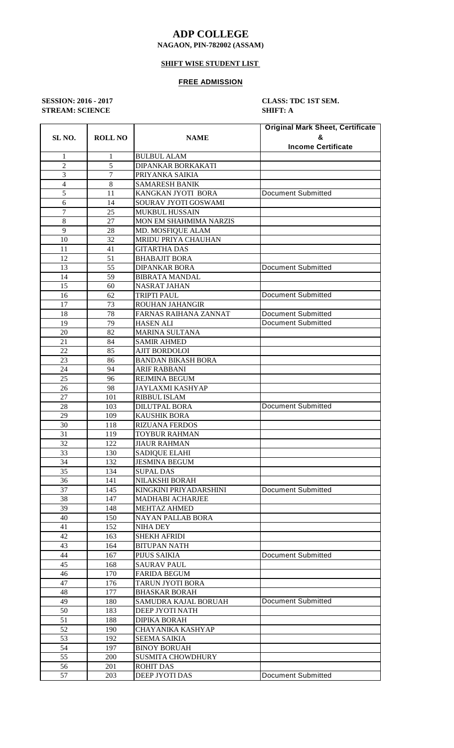# ADP COLLEGE

**NAGAON, PIN-782002 (ASSAM)**

**SHIFT WISE STUDENT LIST**

**FREE ADMISSION**

**SESSION: 2016 - 2017** **CLASS: TDC 1ST SEM.**

**STREAM: SCIENCE** **SHIFT: A**

| SL NO. | ROLL NO | NAME | Original Mark Sheet, Certificate & Income Certificate |
|---|---|---|---|
| 1 | 1 | BULBUL ALAM | |
| 2 | 5 | DIPANKAR BORKAKATI | |
| 3 | 7 | PRIYANKA SAIKIA | |
| 4 | 8 | SAMARESH BANIK | |
| 5 | 11 | KANGKAN JYOTI BORA | Document Submitted |
| 6 | 14 | SOURAV JYOTI GOSWAMI | |
| 7 | 25 | MUKBUL HUSSAIN | |
| 8 | 27 | MON EM SHAHMIMA NARZIS | |
| 9 | 28 | MD. MOSFIQUE ALAM | |
| 10 | 32 | MRIDU PRIYA CHAUHAN | |
| 11 | 41 | GITARTHA DAS | |
| 12 | 51 | BHABAJIT BORA | |
| 13 | 55 | DIPANKAR BORA | Document Submitted |
| 14 | 59 | BIBRATA MANDAL | |
| 15 | 60 | NASRAT JAHAN | |
| 16 | 62 | TRIPTI PAUL | Document Submitted |
| 17 | 73 | ROUHAN JAHANGIR | |
| 18 | 78 | FARNAS RAIHANA ZANNAT | Document Submitted |
| 19 | 79 | HASEN ALI | Document Submitted |
| 20 | 82 | MARINA SULTANA | |
| 21 | 84 | SAMIR AHMED | |
| 22 | 85 | AJIT BORDOLOI | |
| 23 | 86 | BANDAN BIKASH BORA | |
| 24 | 94 | ARIF RABBANI | |
| 25 | 96 | REJMINA BEGUM | |
| 26 | 98 | JAYLAXMI KASHYAP | |
| 27 | 101 | RIBBUL ISLAM | |
| 28 | 103 | DILUTPAL BORA | Document Submitted |
| 29 | 109 | KAUSHIK BORA | |
| 30 | 118 | RIZUANA FERDOS | |
| 31 | 119 | TOYBUR RAHMAN | |
| 32 | 122 | JIAUR RAHMAN | |
| 33 | 130 | SADIQUE ELAHI | |
| 34 | 132 | JESMINA BEGUM | |
| 35 | 134 | SUPAL DAS | |
| 36 | 141 | NILAKSHI BORAH | |
| 37 | 145 | KINGKINI PRIYADARSHINI | Document Submitted |
| 38 | 147 | MADHABI ACHARJEE | |
| 39 | 148 | MEHTAZ AHMED | |
| 40 | 150 | NAYAN PALLAB BORA | |
| 41 | 152 | NIHA DEY | |
| 42 | 163 | SHEKH AFRIDI | |
| 43 | 164 | BITUPAN NATH | |
| 44 | 167 | PIJUS SAIKIA | Document Submitted |
| 45 | 168 | SAURAV PAUL | |
| 46 | 170 | FARIDA BEGUM | |
| 47 | 176 | TARUN JYOTI BORA | |
| 48 | 177 | BHASKAR BORAH | |
| 49 | 180 | SAMUDRA KAJAL BORUAH | Document Submitted |
| 50 | 183 | DEEP JYOTI NATH | |
| 51 | 188 | DIPIKA BORAH | |
| 52 | 190 | CHAYANIKA KASHYAP | |
| 53 | 192 | SEEMA SAIKIA | |
| 54 | 197 | BINOY BORUAH | |
| 55 | 200 | SUSMITA CHOWDHURY | |
| 56 | 201 | ROHIT DAS | |
| 57 | 203 | DEEP JYOTI DAS | Document Submitted |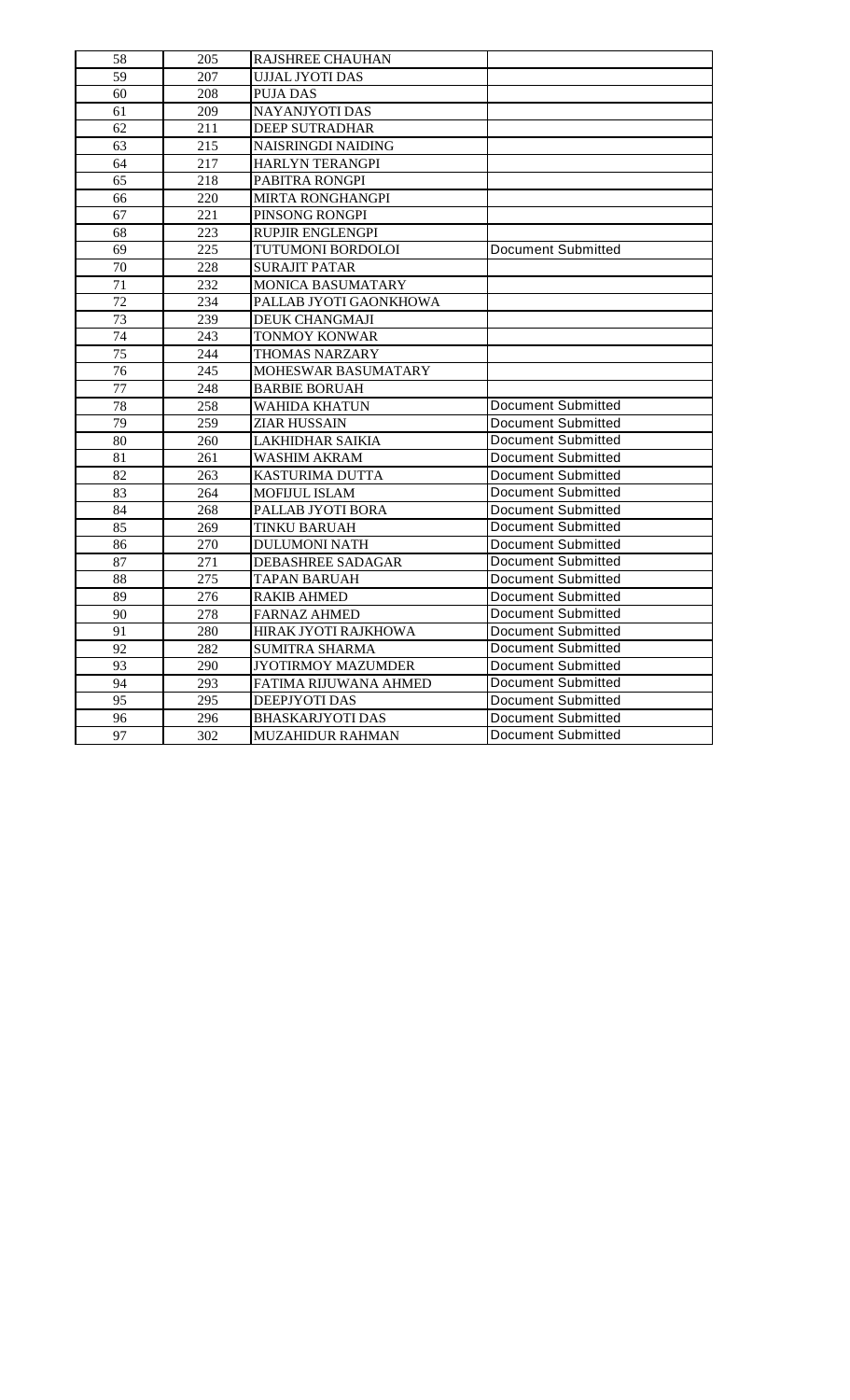| | | | |
|---|---|---|---|
| 58 | 205 | RAJSHREE CHAUHAN | |
| 59 | 207 | UJJAL JYOTI DAS | |
| 60 | 208 | PUJA DAS | |
| 61 | 209 | NAYANJYOTI DAS | |
| 62 | 211 | DEEP SUTRADHAR | |
| 63 | 215 | NAISRINGDI NAIDING | |
| 64 | 217 | HARLYN TERANGPI | |
| 65 | 218 | PABITRA RONGPI | |
| 66 | 220 | MIRTA RONGHANGPI | |
| 67 | 221 | PINSONG RONGPI | |
| 68 | 223 | RUPJIR ENGLENGPI | |
| 69 | 225 | TUTUMONI BORDOLOI | Document Submitted |
| 70 | 228 | SURAJIT PATAR | |
| 71 | 232 | MONICA BASUMATARY | |
| 72 | 234 | PALLAB JYOTI GAONKHOWA | |
| 73 | 239 | DEUK CHANGMAJI | |
| 74 | 243 | TONMOY KONWAR | |
| 75 | 244 | THOMAS NARZARY | |
| 76 | 245 | MOHESWAR BASUMATARY | |
| 77 | 248 | BARBIE BORUAH | |
| 78 | 258 | WAHIDA KHATUN | Document Submitted |
| 79 | 259 | ZIAR HUSSAIN | Document Submitted |
| 80 | 260 | LAKHIDHAR SAIKIA | Document Submitted |
| 81 | 261 | WASHIM AKRAM | Document Submitted |
| 82 | 263 | KASTURIMA DUTTA | Document Submitted |
| 83 | 264 | MOFIJUL ISLAM | Document Submitted |
| 84 | 268 | PALLAB JYOTI BORA | Document Submitted |
| 85 | 269 | TINKU BARUAH | Document Submitted |
| 86 | 270 | DULUMONI NATH | Document Submitted |
| 87 | 271 | DEBASHREE SADAGAR | Document Submitted |
| 88 | 275 | TAPAN BARUAH | Document Submitted |
| 89 | 276 | RAKIB AHMED | Document Submitted |
| 90 | 278 | FARNAZ AHMED | Document Submitted |
| 91 | 280 | HIRAK JYOTI RAJKHOWA | Document Submitted |
| 92 | 282 | SUMITRA SHARMA | Document Submitted |
| 93 | 290 | JYOTIRMOY MAZUMDER | Document Submitted |
| 94 | 293 | FATIMA RIJUWANA AHMED | Document Submitted |
| 95 | 295 | DEEPJYOTI DAS | Document Submitted |
| 96 | 296 | BHASKARJYOTI DAS | Document Submitted |
| 97 | 302 | MUZAHIDUR RAHMAN | Document Submitted |